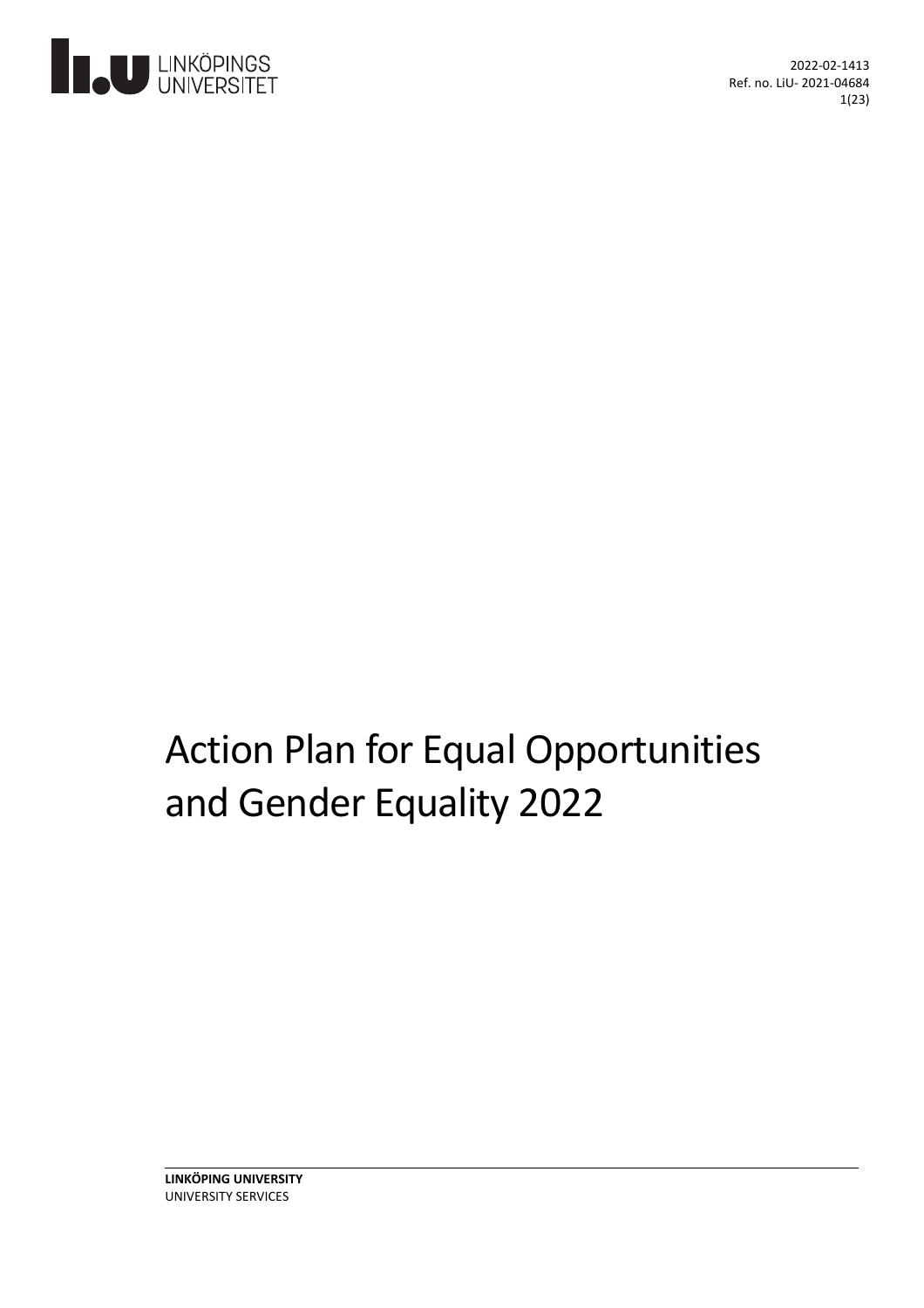2022-02-1413
Ref. no. LiU- 2021-04684

# Action Plan for Equal Opportunities and Gender Equality 2022

**LINKÖPING UNIVERSITY**
UNIVERSITY SERVICES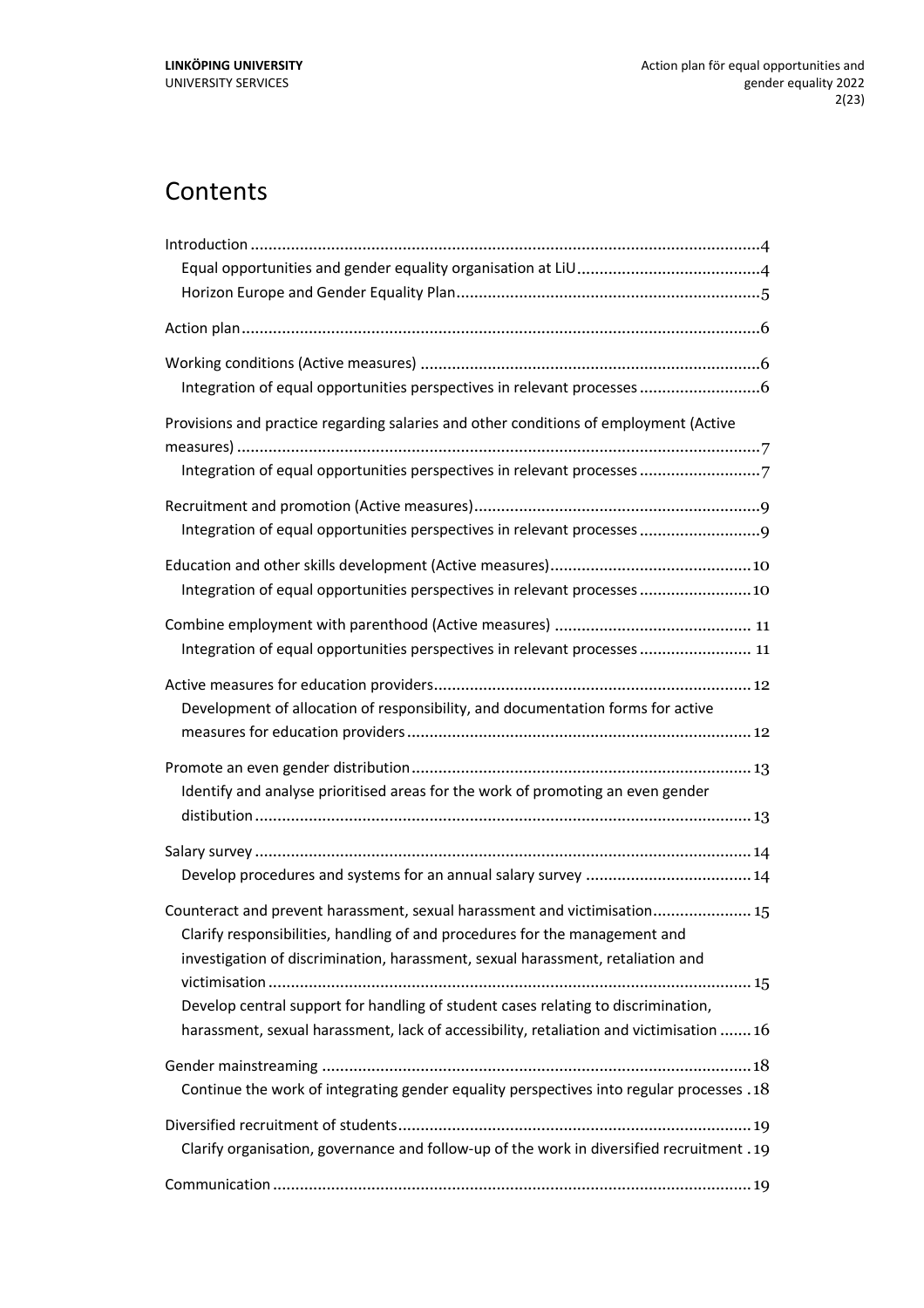# Contents

- Introduction ....... 4
  - Equal opportunities and gender equality organisation at LiU ....... 4
  - Horizon Europe and Gender Equality Plan ....... 5
- Action plan ....... 6
- Working conditions (Active measures) ....... 6
  - Integration of equal opportunities perspectives in relevant processes ....... 6
- Provisions and practice regarding salaries and other conditions of employment (Active measures) ....... 7
  - Integration of equal opportunities perspectives in relevant processes ....... 7
- Recruitment and promotion (Active measures) ....... 9
  - Integration of equal opportunities perspectives in relevant processes ....... 9
- Education and other skills development (Active measures) ....... 10
  - Integration of equal opportunities perspectives in relevant processes ....... 10
- Combine employment with parenthood (Active measures) ....... 11
  - Integration of equal opportunities perspectives in relevant processes ....... 11
- Active measures for education providers ....... 12
  - Development of allocation of responsibility, and documentation forms for active measures for education providers ....... 12
- Promote an even gender distribution ....... 13
  - Identify and analyse prioritised areas for the work of promoting an even gender distibution ....... 13
- Salary survey ....... 14
  - Develop procedures and systems for an annual salary survey ....... 14
- Counteract and prevent harassment, sexual harassment and victimisation ....... 15
  - Clarify responsibilities, handling of and procedures for the management and investigation of discrimination, harassment, sexual harassment, retaliation and victimisation ....... 15
  - Develop central support for handling of student cases relating to discrimination, harassment, sexual harassment, lack of accessibility, retaliation and victimisation ....... 16
- Gender mainstreaming ....... 18
  - Continue the work of integrating gender equality perspectives into regular processes ....... 18
- Diversified recruitment of students ....... 19
  - Clarify organisation, governance and follow-up of the work in diversified recruitment ....... 19
- Communication ....... 19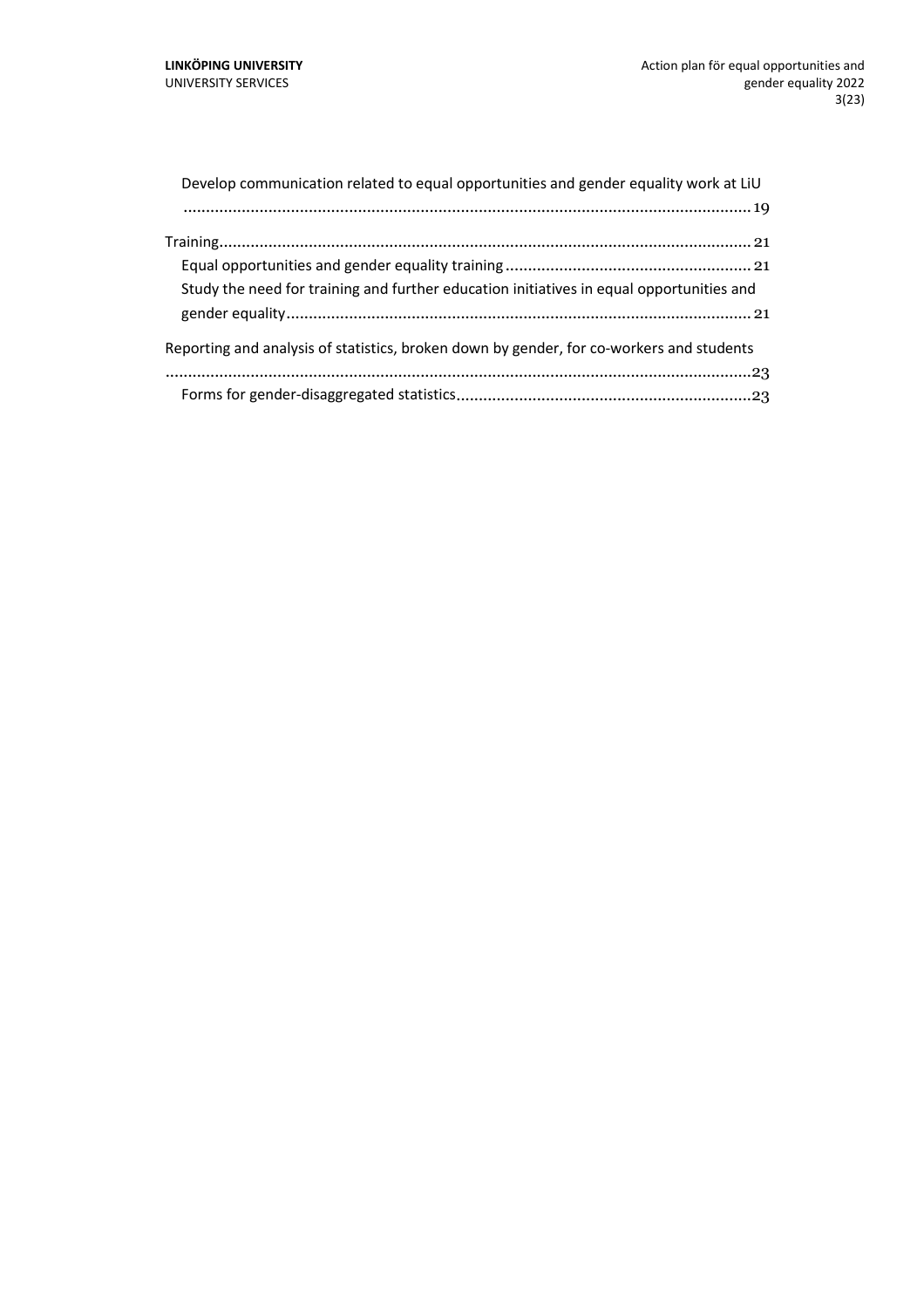Develop communication related to equal opportunities and gender equality work at LiU ....... 19

Training ....... 21

Equal opportunities and gender equality training ....... 21

Study the need for training and further education initiatives in equal opportunities and gender equality ....... 21

Reporting and analysis of statistics, broken down by gender, for co-workers and students ....... 23

Forms for gender-disaggregated statistics ....... 23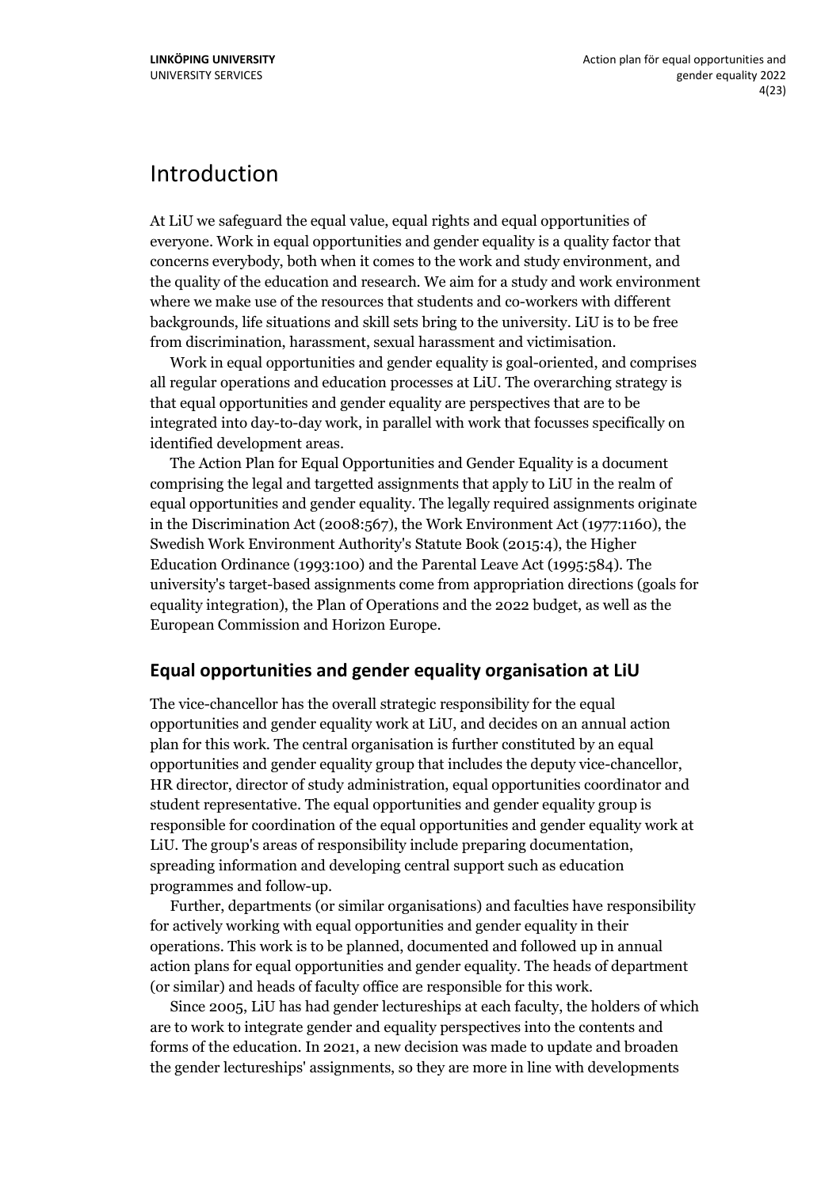# Introduction

At LiU we safeguard the equal value, equal rights and equal opportunities of everyone. Work in equal opportunities and gender equality is a quality factor that concerns everybody, both when it comes to the work and study environment, and the quality of the education and research. We aim for a study and work environment where we make use of the resources that students and co-workers with different backgrounds, life situations and skill sets bring to the university. LiU is to be free from discrimination, harassment, sexual harassment and victimisation.

Work in equal opportunities and gender equality is goal-oriented, and comprises all regular operations and education processes at LiU. The overarching strategy is that equal opportunities and gender equality are perspectives that are to be integrated into day-to-day work, in parallel with work that focusses specifically on identified development areas.

The Action Plan for Equal Opportunities and Gender Equality is a document comprising the legal and targetted assignments that apply to LiU in the realm of equal opportunities and gender equality. The legally required assignments originate in the Discrimination Act (2008:567), the Work Environment Act (1977:1160), the Swedish Work Environment Authority's Statute Book (2015:4), the Higher Education Ordinance (1993:100) and the Parental Leave Act (1995:584). The university's target-based assignments come from appropriation directions (goals for equality integration), the Plan of Operations and the 2022 budget, as well as the European Commission and Horizon Europe.

## Equal opportunities and gender equality organisation at LiU

The vice-chancellor has the overall strategic responsibility for the equal opportunities and gender equality work at LiU, and decides on an annual action plan for this work. The central organisation is further constituted by an equal opportunities and gender equality group that includes the deputy vice-chancellor, HR director, director of study administration, equal opportunities coordinator and student representative. The equal opportunities and gender equality group is responsible for coordination of the equal opportunities and gender equality work at LiU. The group's areas of responsibility include preparing documentation, spreading information and developing central support such as education programmes and follow-up.

Further, departments (or similar organisations) and faculties have responsibility for actively working with equal opportunities and gender equality in their operations. This work is to be planned, documented and followed up in annual action plans for equal opportunities and gender equality. The heads of department (or similar) and heads of faculty office are responsible for this work.

Since 2005, LiU has had gender lectureships at each faculty, the holders of which are to work to integrate gender and equality perspectives into the contents and forms of the education. In 2021, a new decision was made to update and broaden the gender lectureships' assignments, so they are more in line with developments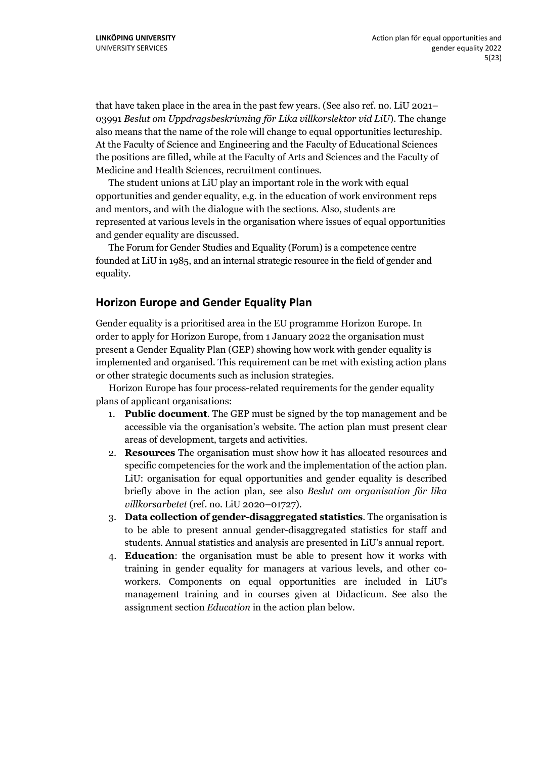that have taken place in the area in the past few years. (See also ref. no. LiU 2021–03991 *Beslut om Uppdragsbeskrivning för Lika villkorslektor vid LiU*). The change also means that the name of the role will change to equal opportunities lectureship. At the Faculty of Science and Engineering and the Faculty of Educational Sciences the positions are filled, while at the Faculty of Arts and Sciences and the Faculty of Medicine and Health Sciences, recruitment continues.

The student unions at LiU play an important role in the work with equal opportunities and gender equality, e.g. in the education of work environment reps and mentors, and with the dialogue with the sections. Also, students are represented at various levels in the organisation where issues of equal opportunities and gender equality are discussed.

The Forum for Gender Studies and Equality (Forum) is a competence centre founded at LiU in 1985, and an internal strategic resource in the field of gender and equality.

## Horizon Europe and Gender Equality Plan

Gender equality is a prioritised area in the EU programme Horizon Europe. In order to apply for Horizon Europe, from 1 January 2022 the organisation must present a Gender Equality Plan (GEP) showing how work with gender equality is implemented and organised. This requirement can be met with existing action plans or other strategic documents such as inclusion strategies.

Horizon Europe has four process-related requirements for the gender equality plans of applicant organisations:

1. **Public document**. The GEP must be signed by the top management and be accessible via the organisation's website. The action plan must present clear areas of development, targets and activities.
2. **Resources** The organisation must show how it has allocated resources and specific competencies for the work and the implementation of the action plan. LiU: organisation for equal opportunities and gender equality is described briefly above in the action plan, see also *Beslut om organisation för lika villkorsarbetet* (ref. no. LiU 2020–01727).
3. **Data collection of gender-disaggregated statistics**. The organisation is to be able to present annual gender-disaggregated statistics for staff and students. Annual statistics and analysis are presented in LiU's annual report.
4. **Education**: the organisation must be able to present how it works with training in gender equality for managers at various levels, and other co-workers. Components on equal opportunities are included in LiU's management training and in courses given at Didacticum. See also the assignment section *Education* in the action plan below.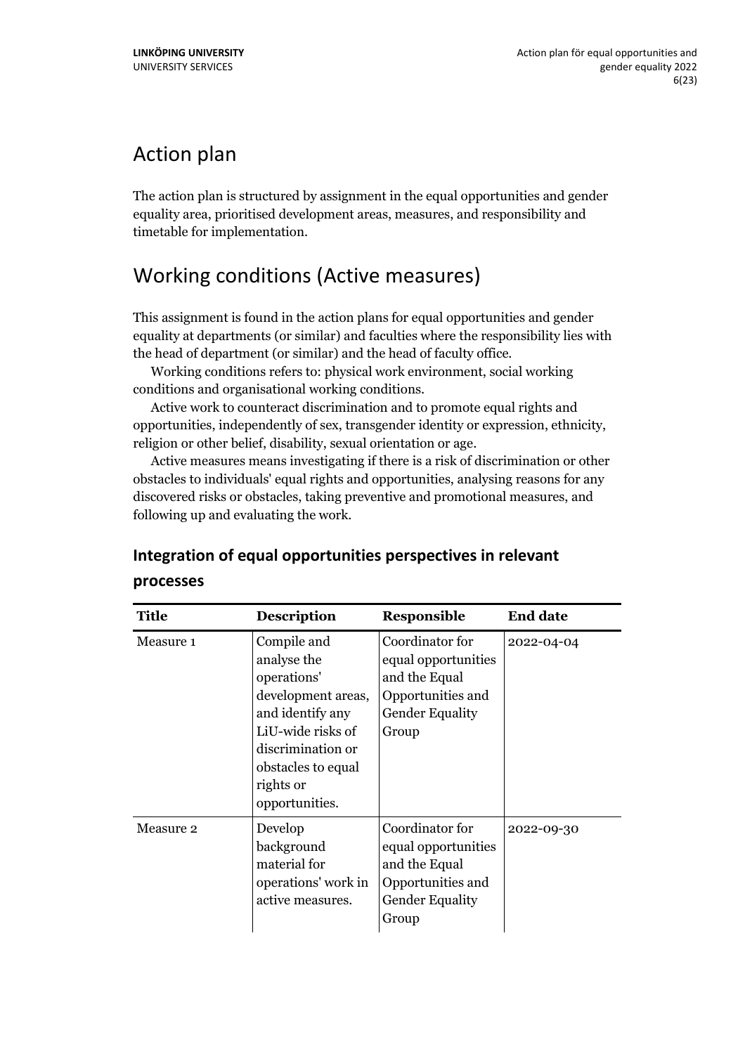# Action plan

The action plan is structured by assignment in the equal opportunities and gender equality area, prioritised development areas, measures, and responsibility and timetable for implementation.

# Working conditions (Active measures)

This assignment is found in the action plans for equal opportunities and gender equality at departments (or similar) and faculties where the responsibility lies with the head of department (or similar) and the head of faculty office.

Working conditions refers to: physical work environment, social working conditions and organisational working conditions.

Active work to counteract discrimination and to promote equal rights and opportunities, independently of sex, transgender identity or expression, ethnicity, religion or other belief, disability, sexual orientation or age.

Active measures means investigating if there is a risk of discrimination or other obstacles to individuals' equal rights and opportunities, analysing reasons for any discovered risks or obstacles, taking preventive and promotional measures, and following up and evaluating the work.

## Integration of equal opportunities perspectives in relevant processes

| Title | Description | Responsible | End date |
|---|---|---|---|
| Measure 1 | Compile and analyse the operations' development areas, and identify any LiU-wide risks of discrimination or obstacles to equal rights or opportunities. | Coordinator for equal opportunities and the Equal Opportunities and Gender Equality Group | 2022-04-04 |
| Measure 2 | Develop background material for operations' work in active measures. | Coordinator for equal opportunities and the Equal Opportunities and Gender Equality Group | 2022-09-30 |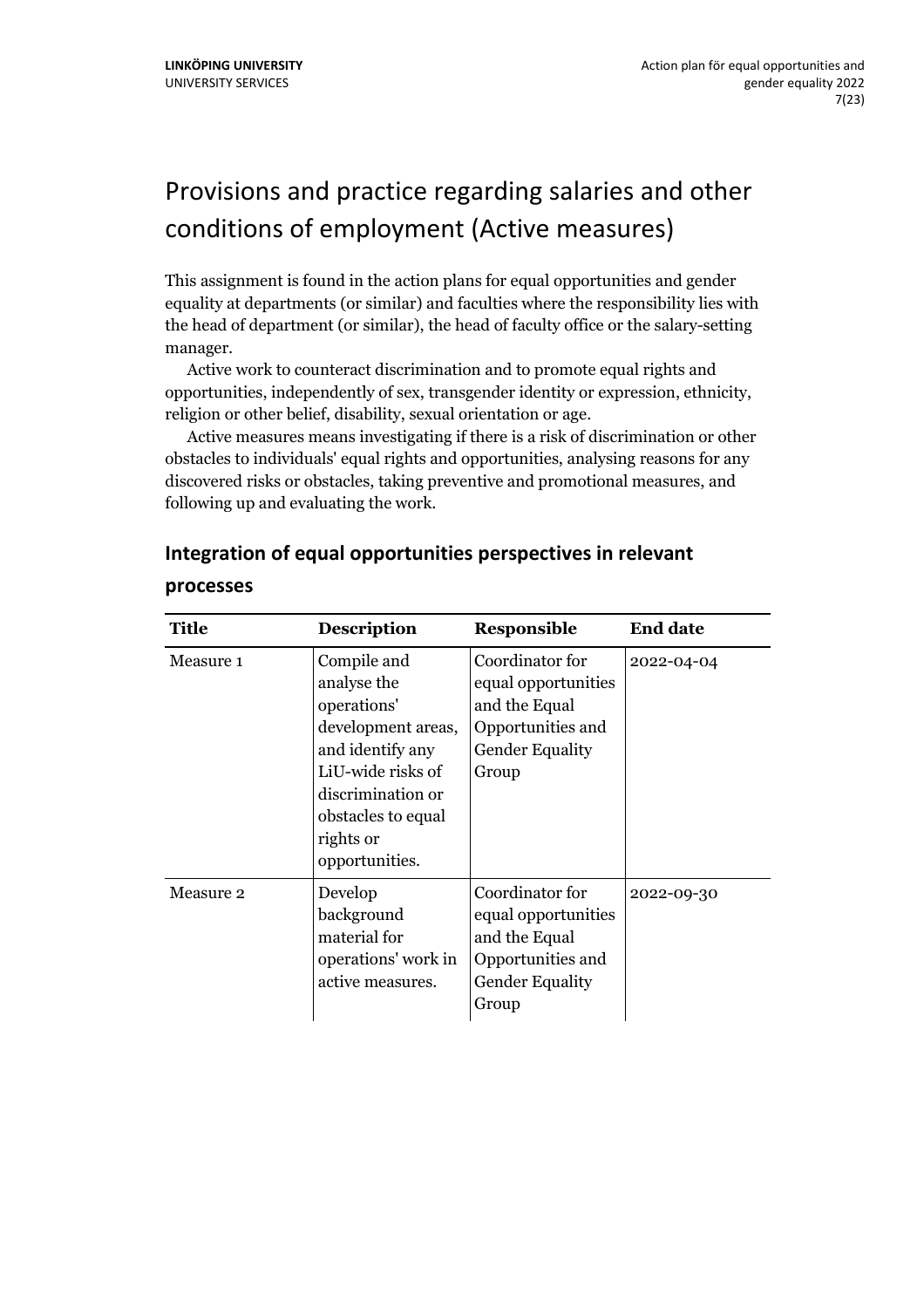# Provisions and practice regarding salaries and other conditions of employment (Active measures)

This assignment is found in the action plans for equal opportunities and gender equality at departments (or similar) and faculties where the responsibility lies with the head of department (or similar), the head of faculty office or the salary-setting manager.

Active work to counteract discrimination and to promote equal rights and opportunities, independently of sex, transgender identity or expression, ethnicity, religion or other belief, disability, sexual orientation or age.

Active measures means investigating if there is a risk of discrimination or other obstacles to individuals' equal rights and opportunities, analysing reasons for any discovered risks or obstacles, taking preventive and promotional measures, and following up and evaluating the work.

## Integration of equal opportunities perspectives in relevant processes

| Title | Description | Responsible | End date |
|---|---|---|---|
| Measure 1 | Compile and analyse the operations' development areas, and identify any LiU-wide risks of discrimination or obstacles to equal rights or opportunities. | Coordinator for equal opportunities and the Equal Opportunities and Gender Equality Group | 2022-04-04 |
| Measure 2 | Develop background material for operations' work in active measures. | Coordinator for equal opportunities and the Equal Opportunities and Gender Equality Group | 2022-09-30 |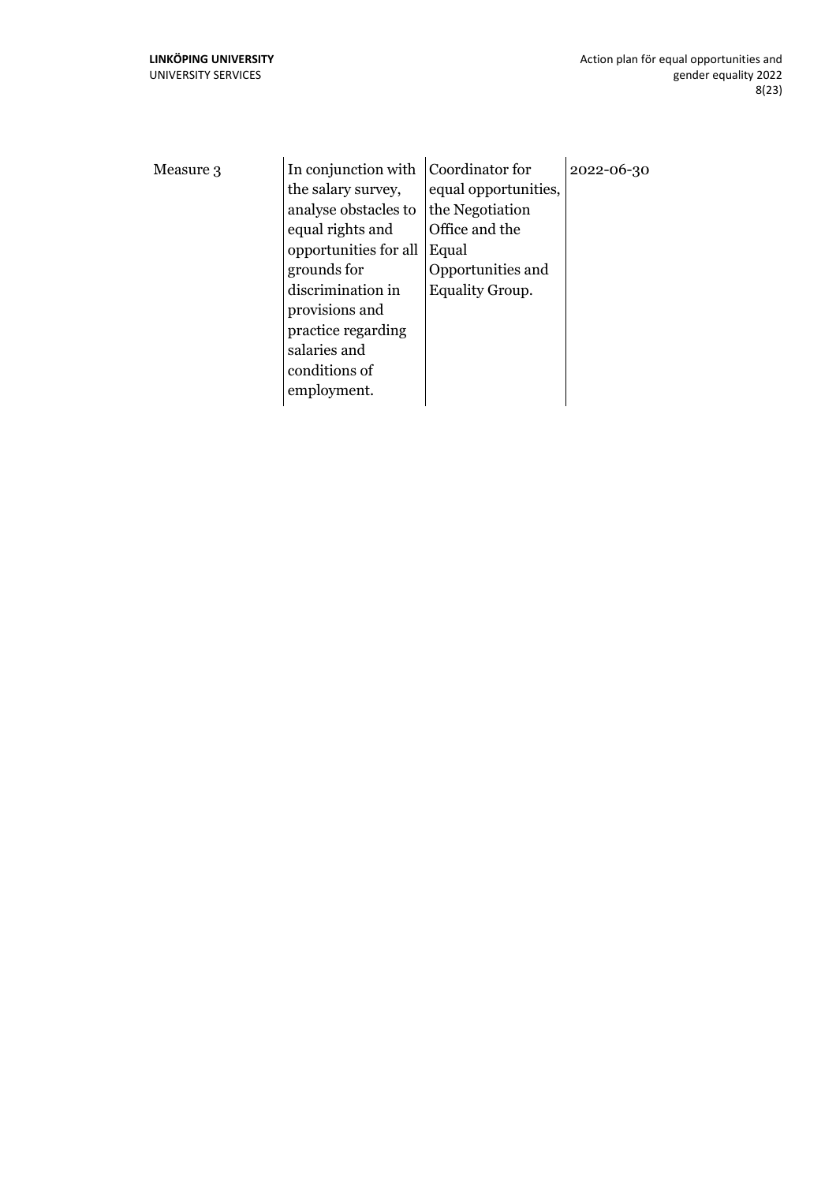| | | | |
|---|---|---|---|
| Measure 3 | In conjunction with the salary survey, analyse obstacles to equal rights and opportunities for all grounds for discrimination in provisions and practice regarding salaries and conditions of employment. | Coordinator for equal opportunities, the Negotiation Office and the Equal Opportunities and Equality Group. | 2022-06-30 |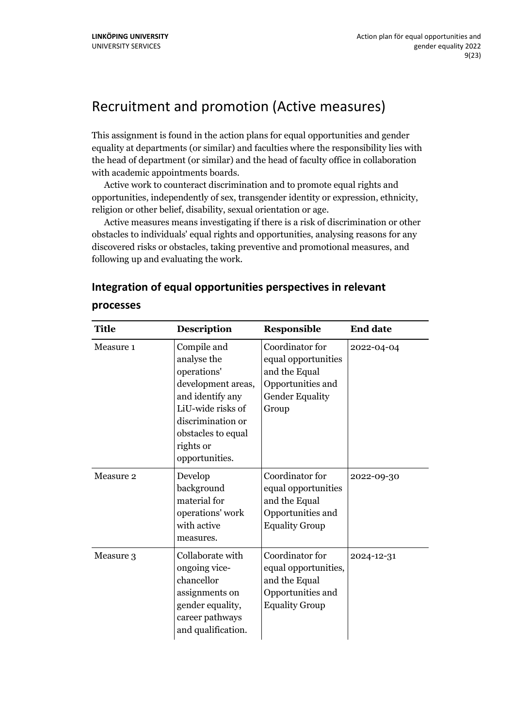# Recruitment and promotion (Active measures)

This assignment is found in the action plans for equal opportunities and gender equality at departments (or similar) and faculties where the responsibility lies with the head of department (or similar) and the head of faculty office in collaboration with academic appointments boards.

Active work to counteract discrimination and to promote equal rights and opportunities, independently of sex, transgender identity or expression, ethnicity, religion or other belief, disability, sexual orientation or age.

Active measures means investigating if there is a risk of discrimination or other obstacles to individuals' equal rights and opportunities, analysing reasons for any discovered risks or obstacles, taking preventive and promotional measures, and following up and evaluating the work.

## Integration of equal opportunities perspectives in relevant processes

| Title | Description | Responsible | End date |
|---|---|---|---|
| Measure 1 | Compile and analyse the operations' development areas, and identify any LiU-wide risks of discrimination or obstacles to equal rights or opportunities. | Coordinator for equal opportunities and the Equal Opportunities and Gender Equality Group | 2022-04-04 |
| Measure 2 | Develop background material for operations' work with active measures. | Coordinator for equal opportunities and the Equal Opportunities and Equality Group | 2022-09-30 |
| Measure 3 | Collaborate with ongoing vice-chancellor assignments on gender equality, career pathways and qualification. | Coordinator for equal opportunities, and the Equal Opportunities and Equality Group | 2024-12-31 |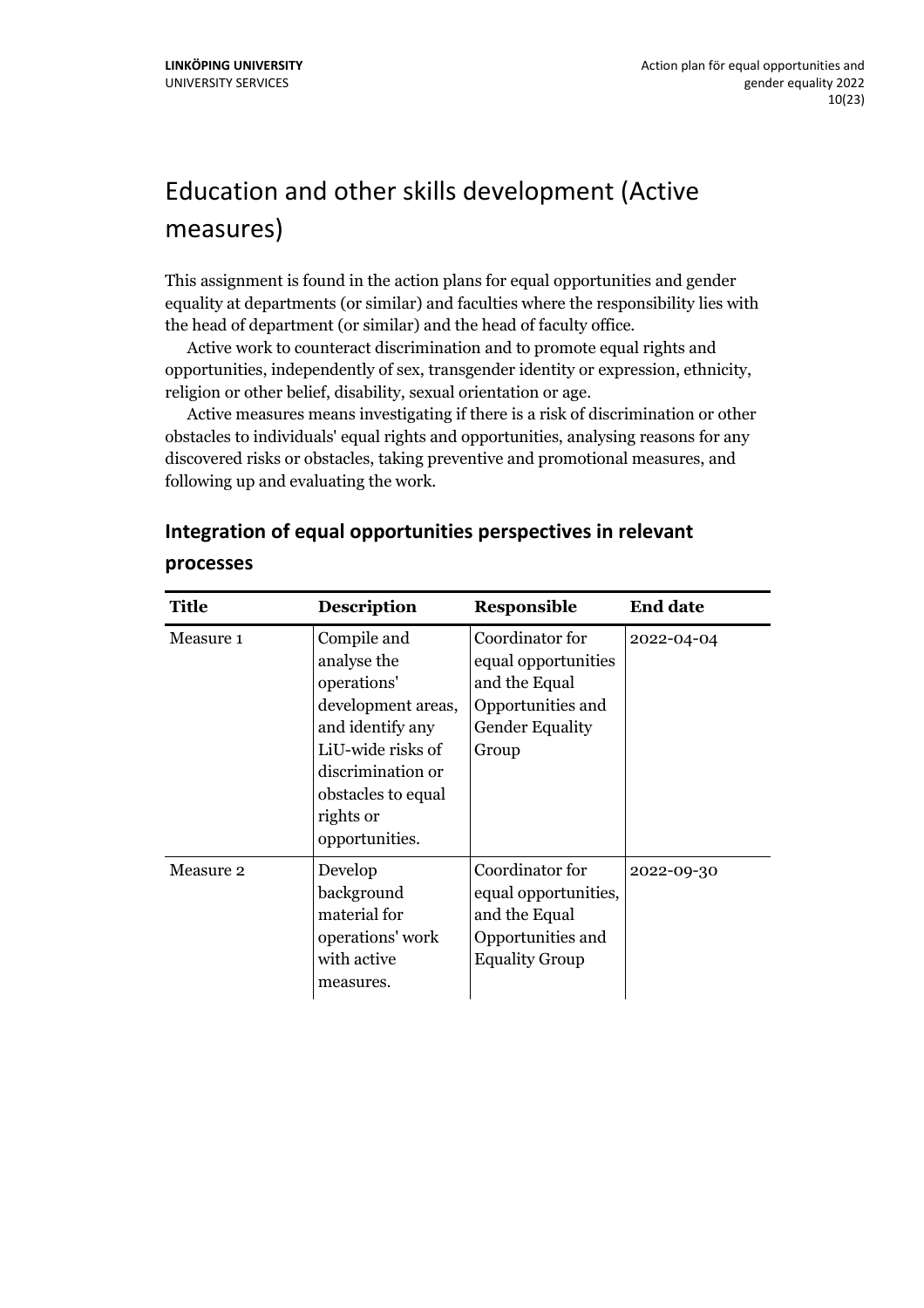# Education and other skills development (Active measures)

This assignment is found in the action plans for equal opportunities and gender equality at departments (or similar) and faculties where the responsibility lies with the head of department (or similar) and the head of faculty office.

Active work to counteract discrimination and to promote equal rights and opportunities, independently of sex, transgender identity or expression, ethnicity, religion or other belief, disability, sexual orientation or age.

Active measures means investigating if there is a risk of discrimination or other obstacles to individuals' equal rights and opportunities, analysing reasons for any discovered risks or obstacles, taking preventive and promotional measures, and following up and evaluating the work.

## Integration of equal opportunities perspectives in relevant processes

| Title | Description | Responsible | End date |
|---|---|---|---|
| Measure 1 | Compile and analyse the operations' development areas, and identify any LiU-wide risks of discrimination or obstacles to equal rights or opportunities. | Coordinator for equal opportunities and the Equal Opportunities and Gender Equality Group | 2022-04-04 |
| Measure 2 | Develop background material for operations' work with active measures. | Coordinator for equal opportunities, and the Equal Opportunities and Equality Group | 2022-09-30 |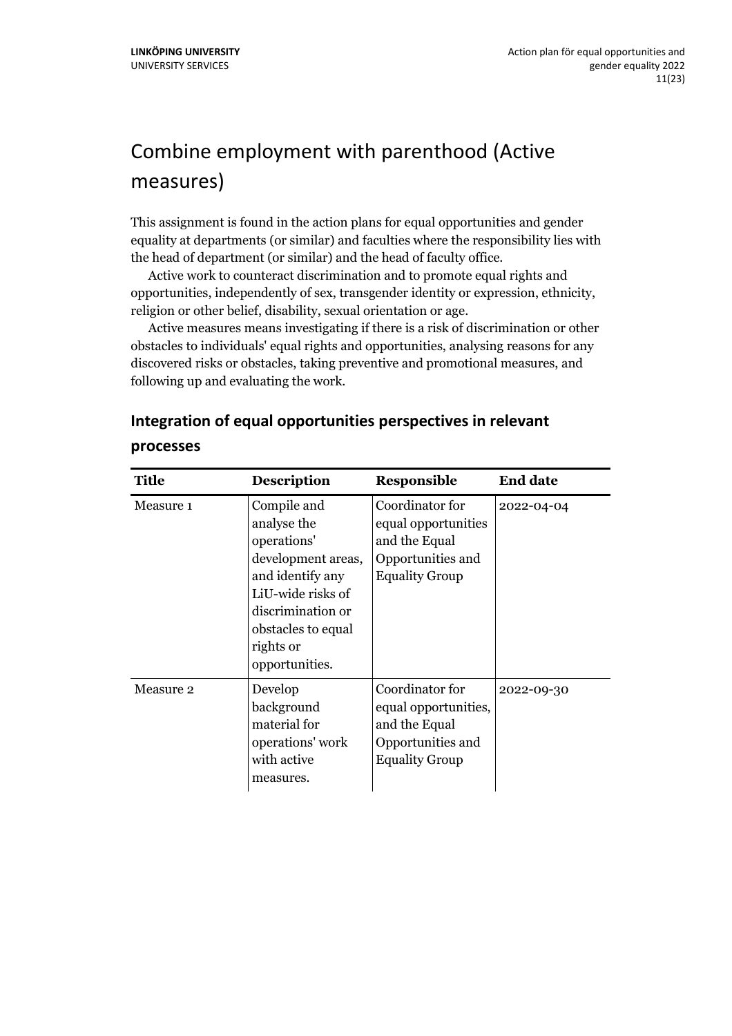# Combine employment with parenthood (Active measures)

This assignment is found in the action plans for equal opportunities and gender equality at departments (or similar) and faculties where the responsibility lies with the head of department (or similar) and the head of faculty office.

Active work to counteract discrimination and to promote equal rights and opportunities, independently of sex, transgender identity or expression, ethnicity, religion or other belief, disability, sexual orientation or age.

Active measures means investigating if there is a risk of discrimination or other obstacles to individuals' equal rights and opportunities, analysing reasons for any discovered risks or obstacles, taking preventive and promotional measures, and following up and evaluating the work.

## Integration of equal opportunities perspectives in relevant processes

| Title | Description | Responsible | End date |
|---|---|---|---|
| Measure 1 | Compile and analyse the operations' development areas, and identify any LiU-wide risks of discrimination or obstacles to equal rights or opportunities. | Coordinator for equal opportunities and the Equal Opportunities and Equality Group | 2022-04-04 |
| Measure 2 | Develop background material for operations' work with active measures. | Coordinator for equal opportunities, and the Equal Opportunities and Equality Group | 2022-09-30 |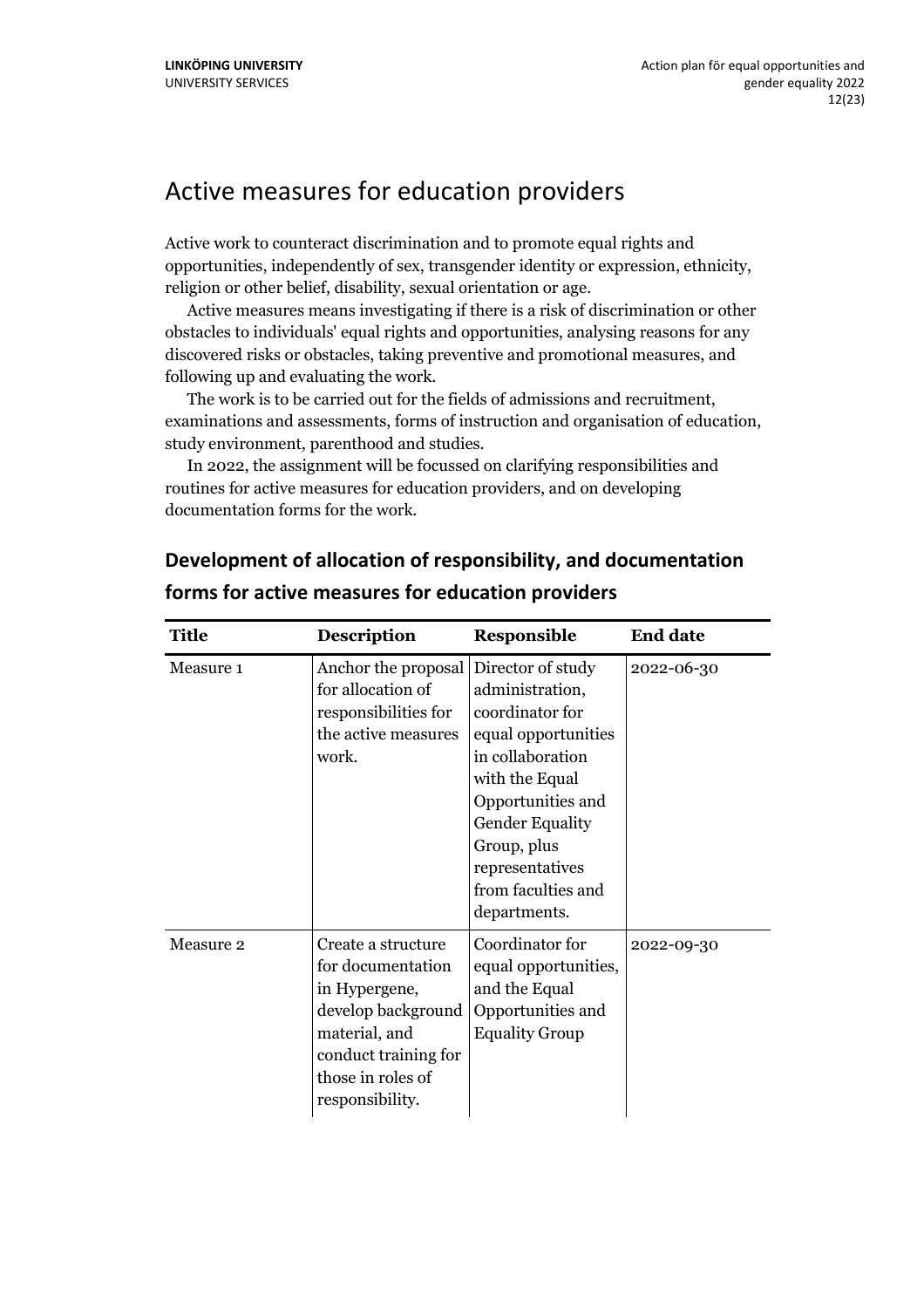# Active measures for education providers

Active work to counteract discrimination and to promote equal rights and opportunities, independently of sex, transgender identity or expression, ethnicity, religion or other belief, disability, sexual orientation or age.

Active measures means investigating if there is a risk of discrimination or other obstacles to individuals' equal rights and opportunities, analysing reasons for any discovered risks or obstacles, taking preventive and promotional measures, and following up and evaluating the work.

The work is to be carried out for the fields of admissions and recruitment, examinations and assessments, forms of instruction and organisation of education, study environment, parenthood and studies.

In 2022, the assignment will be focussed on clarifying responsibilities and routines for active measures for education providers, and on developing documentation forms for the work.

## Development of allocation of responsibility, and documentation forms for active measures for education providers

| Title | Description | Responsible | End date |
|---|---|---|---|
| Measure 1 | Anchor the proposal for allocation of responsibilities for the active measures work. | Director of study administration, coordinator for equal opportunities in collaboration with the Equal Opportunities and Gender Equality Group, plus representatives from faculties and departments. | 2022-06-30 |
| Measure 2 | Create a structure for documentation in Hypergene, develop background material, and conduct training for those in roles of responsibility. | Coordinator for equal opportunities, and the Equal Opportunities and Equality Group | 2022-09-30 |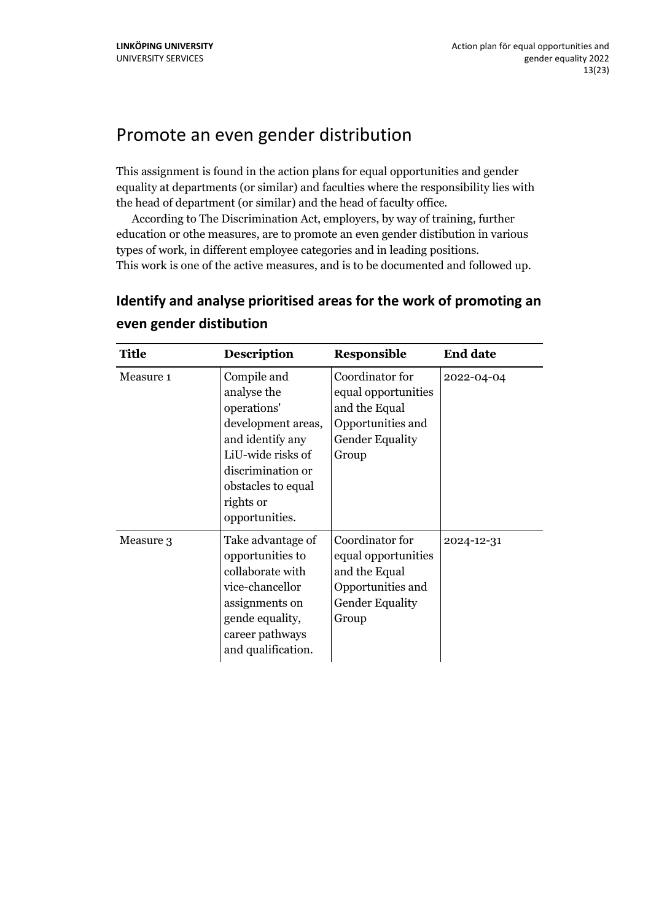# Promote an even gender distribution

This assignment is found in the action plans for equal opportunities and gender equality at departments (or similar) and faculties where the responsibility lies with the head of department (or similar) and the head of faculty office.

According to The Discrimination Act, employers, by way of training, further education or othe measures, are to promote an even gender distibution in various types of work, in different employee categories and in leading positions. This work is one of the active measures, and is to be documented and followed up.

## Identify and analyse prioritised areas for the work of promoting an even gender distibution

| Title | Description | Responsible | End date |
|---|---|---|---|
| Measure 1 | Compile and analyse the operations' development areas, and identify any LiU-wide risks of discrimination or obstacles to equal rights or opportunities. | Coordinator for equal opportunities and the Equal Opportunities and Gender Equality Group | 2022-04-04 |
| Measure 3 | Take advantage of opportunities to collaborate with vice-chancellor assignments on gende equality, career pathways and qualification. | Coordinator for equal opportunities and the Equal Opportunities and Gender Equality Group | 2024-12-31 |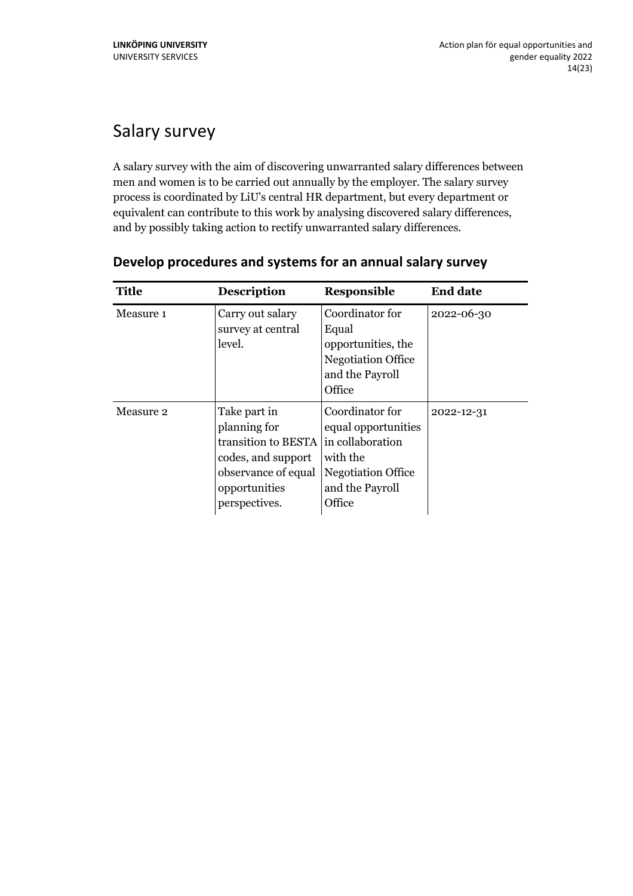# Salary survey

A salary survey with the aim of discovering unwarranted salary differences between men and women is to be carried out annually by the employer. The salary survey process is coordinated by LiU's central HR department, but every department or equivalent can contribute to this work by analysing discovered salary differences, and by possibly taking action to rectify unwarranted salary differences.

## Develop procedures and systems for an annual salary survey

| Title | Description | Responsible | End date |
|---|---|---|---|
| Measure 1 | Carry out salary survey at central level. | Coordinator for Equal opportunities, the Negotiation Office and the Payroll Office | 2022-06-30 |
| Measure 2 | Take part in planning for transition to BESTA codes, and support observance of equal opportunities perspectives. | Coordinator for equal opportunities in collaboration with the Negotiation Office and the Payroll Office | 2022-12-31 |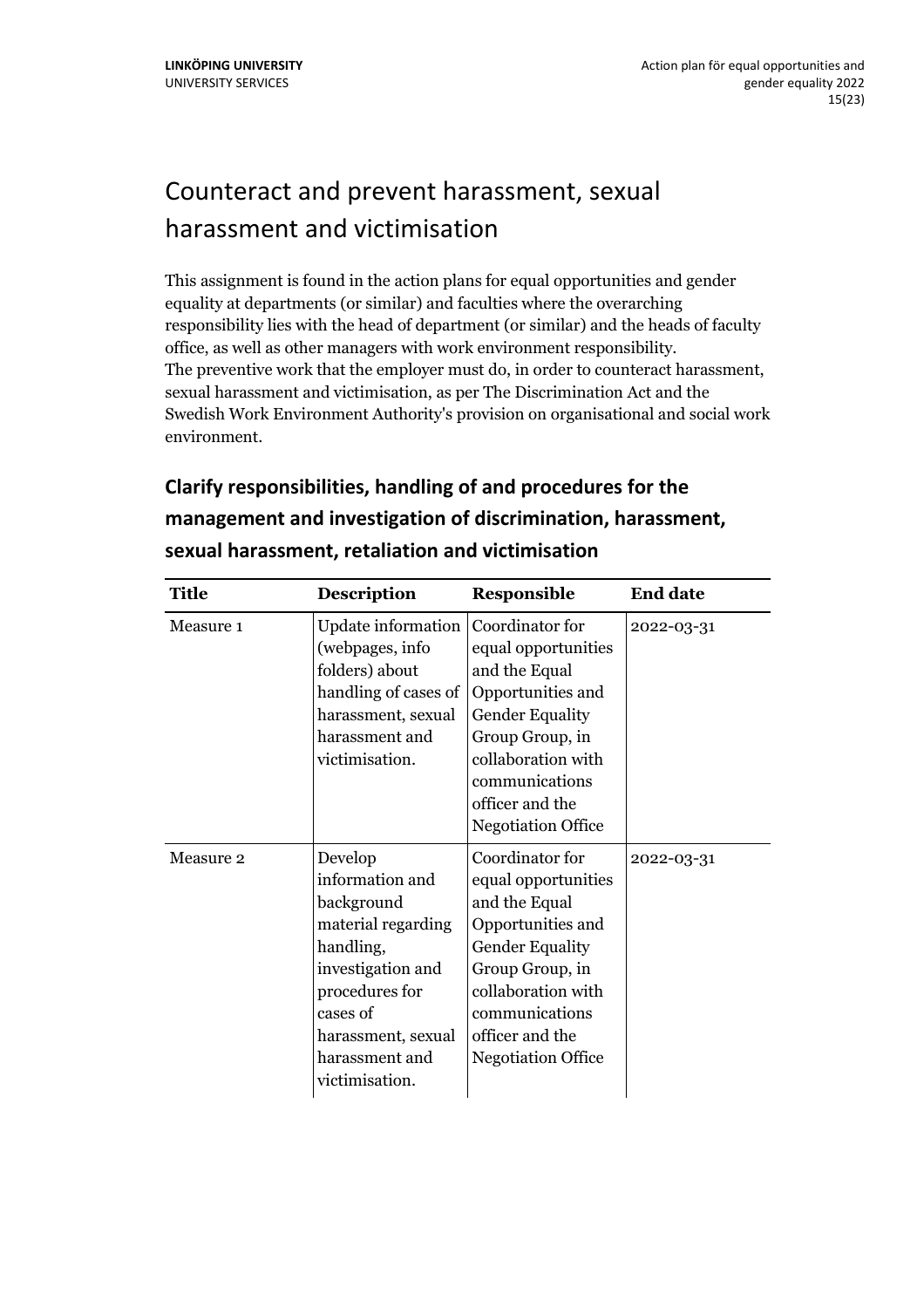# Counteract and prevent harassment, sexual harassment and victimisation

This assignment is found in the action plans for equal opportunities and gender equality at departments (or similar) and faculties where the overarching responsibility lies with the head of department (or similar) and the heads of faculty office, as well as other managers with work environment responsibility.
The preventive work that the employer must do, in order to counteract harassment, sexual harassment and victimisation, as per The Discrimination Act and the Swedish Work Environment Authority's provision on organisational and social work environment.

## Clarify responsibilities, handling of and procedures for the management and investigation of discrimination, harassment, sexual harassment, retaliation and victimisation

| Title | Description | Responsible | End date |
|---|---|---|---|
| Measure 1 | Update information (webpages, info folders) about handling of cases of harassment, sexual harassment and victimisation. | Coordinator for equal opportunities and the Equal Opportunities and Gender Equality Group Group, in collaboration with communications officer and the Negotiation Office | 2022-03-31 |
| Measure 2 | Develop information and background material regarding handling, investigation and procedures for cases of harassment, sexual harassment and victimisation. | Coordinator for equal opportunities and the Equal Opportunities and Gender Equality Group Group, in collaboration with communications officer and the Negotiation Office | 2022-03-31 |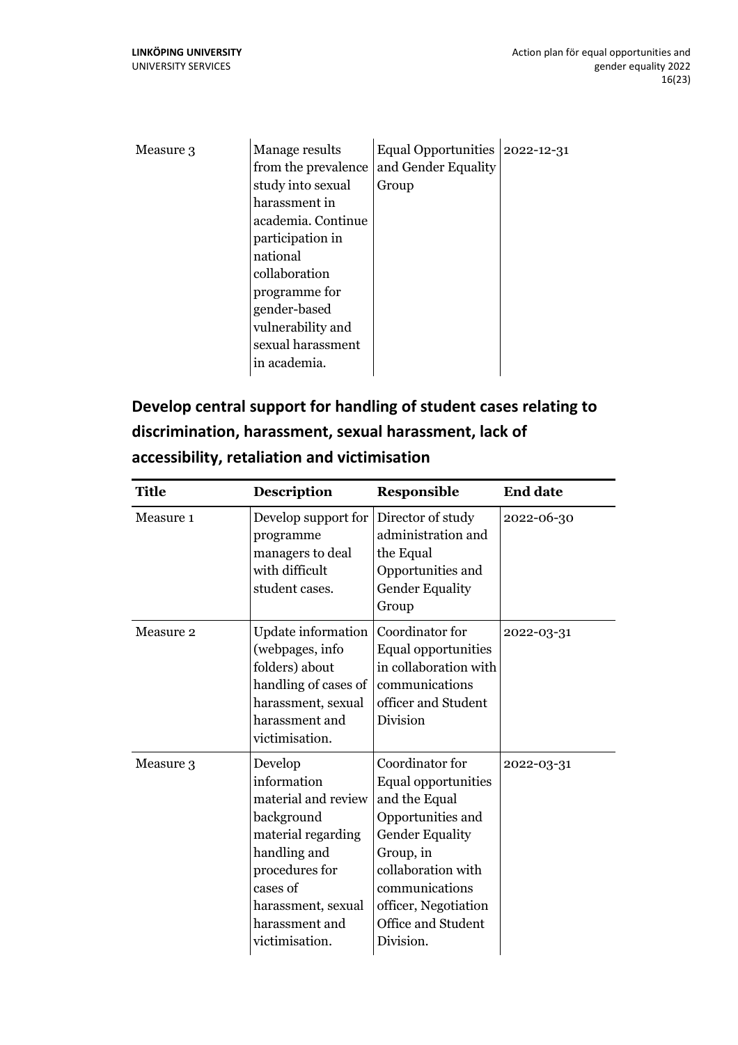| Measure 3 | Manage results from the prevalence study into sexual harassment in academia. Continue participation in national collaboration programme for gender-based vulnerability and sexual harassment in academia. | Equal Opportunities and Gender Equality Group | 2022-12-31 |
|---|---|---|---|

## Develop central support for handling of student cases relating to discrimination, harassment, sexual harassment, lack of accessibility, retaliation and victimisation

| Title | Description | Responsible | End date |
|---|---|---|---|
| Measure 1 | Develop support for programme managers to deal with difficult student cases. | Director of study administration and the Equal Opportunities and Gender Equality Group | 2022-06-30 |
| Measure 2 | Update information (webpages, info folders) about handling of cases of harassment, sexual harassment and victimisation. | Coordinator for Equal opportunities in collaboration with communications officer and Student Division | 2022-03-31 |
| Measure 3 | Develop information material and review background material regarding handling and procedures for cases of harassment, sexual harassment and victimisation. | Coordinator for Equal opportunities and the Equal Opportunities and Gender Equality Group, in collaboration with communications officer, Negotiation Office and Student Division. | 2022-03-31 |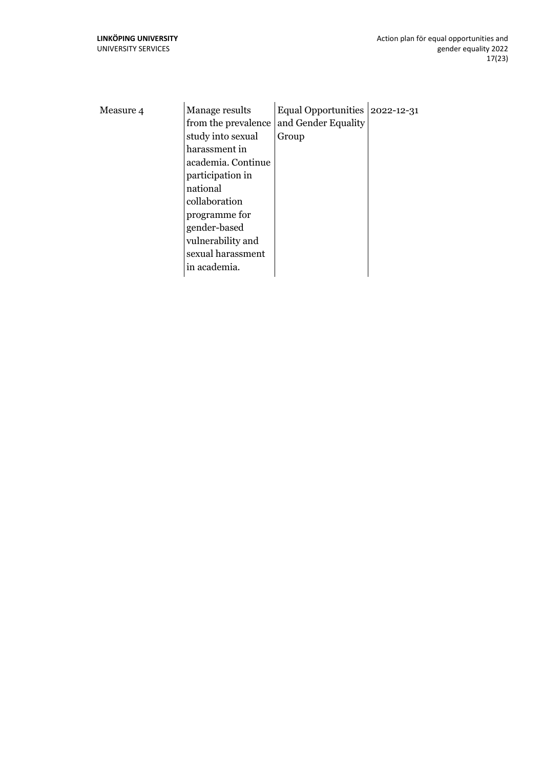| | | | |
|---|---|---|---|
| Measure 4 | Manage results from the prevalence study into sexual harassment in academia. Continue participation in national collaboration programme for gender-based vulnerability and sexual harassment in academia. | Equal Opportunities and Gender Equality Group | 2022-12-31 |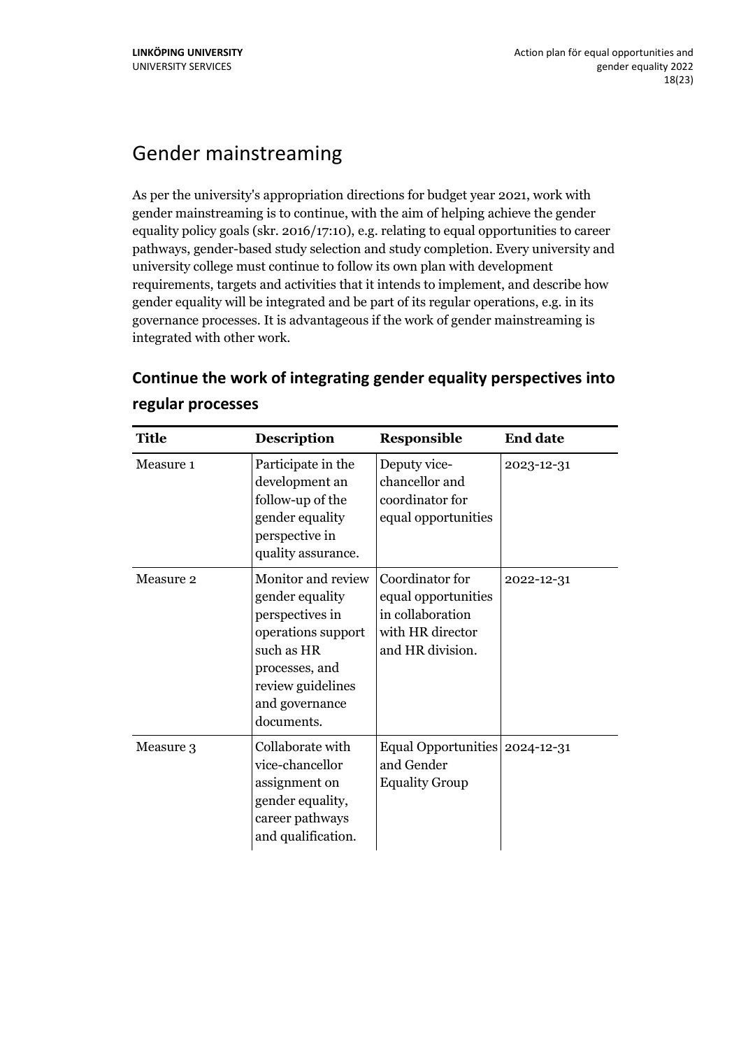# Gender mainstreaming

As per the university's appropriation directions for budget year 2021, work with gender mainstreaming is to continue, with the aim of helping achieve the gender equality policy goals (skr. 2016/17:10), e.g. relating to equal opportunities to career pathways, gender-based study selection and study completion. Every university and university college must continue to follow its own plan with development requirements, targets and activities that it intends to implement, and describe how gender equality will be integrated and be part of its regular operations, e.g. in its governance processes. It is advantageous if the work of gender mainstreaming is integrated with other work.

## Continue the work of integrating gender equality perspectives into regular processes

| Title | Description | Responsible | End date |
|---|---|---|---|
| Measure 1 | Participate in the development an follow-up of the gender equality perspective in quality assurance. | Deputy vice-chancellor and coordinator for equal opportunities | 2023-12-31 |
| Measure 2 | Monitor and review gender equality perspectives in operations support such as HR processes, and review guidelines and governance documents. | Coordinator for equal opportunities in collaboration with HR director and HR division. | 2022-12-31 |
| Measure 3 | Collaborate with vice-chancellor assignment on gender equality, career pathways and qualification. | Equal Opportunities and Gender Equality Group | 2024-12-31 |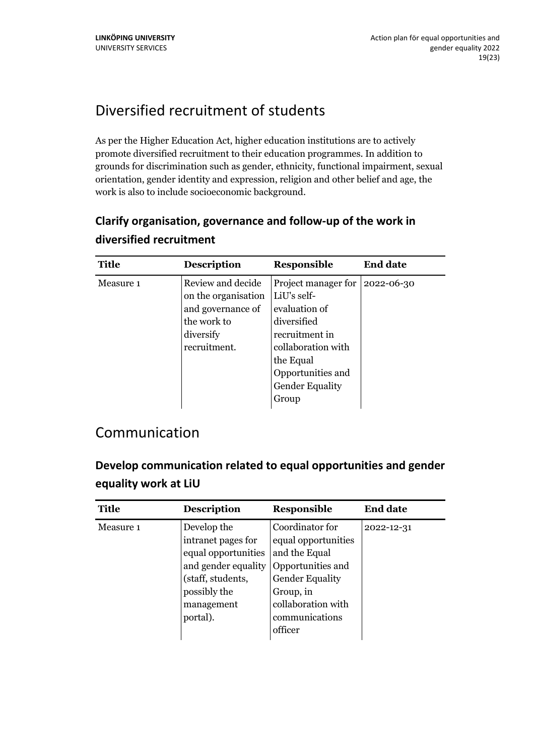# Diversified recruitment of students

As per the Higher Education Act, higher education institutions are to actively promote diversified recruitment to their education programmes. In addition to grounds for discrimination such as gender, ethnicity, functional impairment, sexual orientation, gender identity and expression, religion and other belief and age, the work is also to include socioeconomic background.

## Clarify organisation, governance and follow-up of the work in diversified recruitment

| Title | Description | Responsible | End date |
|---|---|---|---|
| Measure 1 | Review and decide on the organisation and governance of the work to diversify recruitment. | Project manager for LiU's self-evaluation of diversified recruitment in collaboration with the Equal Opportunities and Gender Equality Group | 2022-06-30 |

# Communication

## Develop communication related to equal opportunities and gender equality work at LiU

| Title | Description | Responsible | End date |
|---|---|---|---|
| Measure 1 | Develop the intranet pages for equal opportunities and gender equality (staff, students, possibly the management portal). | Coordinator for equal opportunities and the Equal Opportunities and Gender Equality Group, in collaboration with communications officer | 2022-12-31 |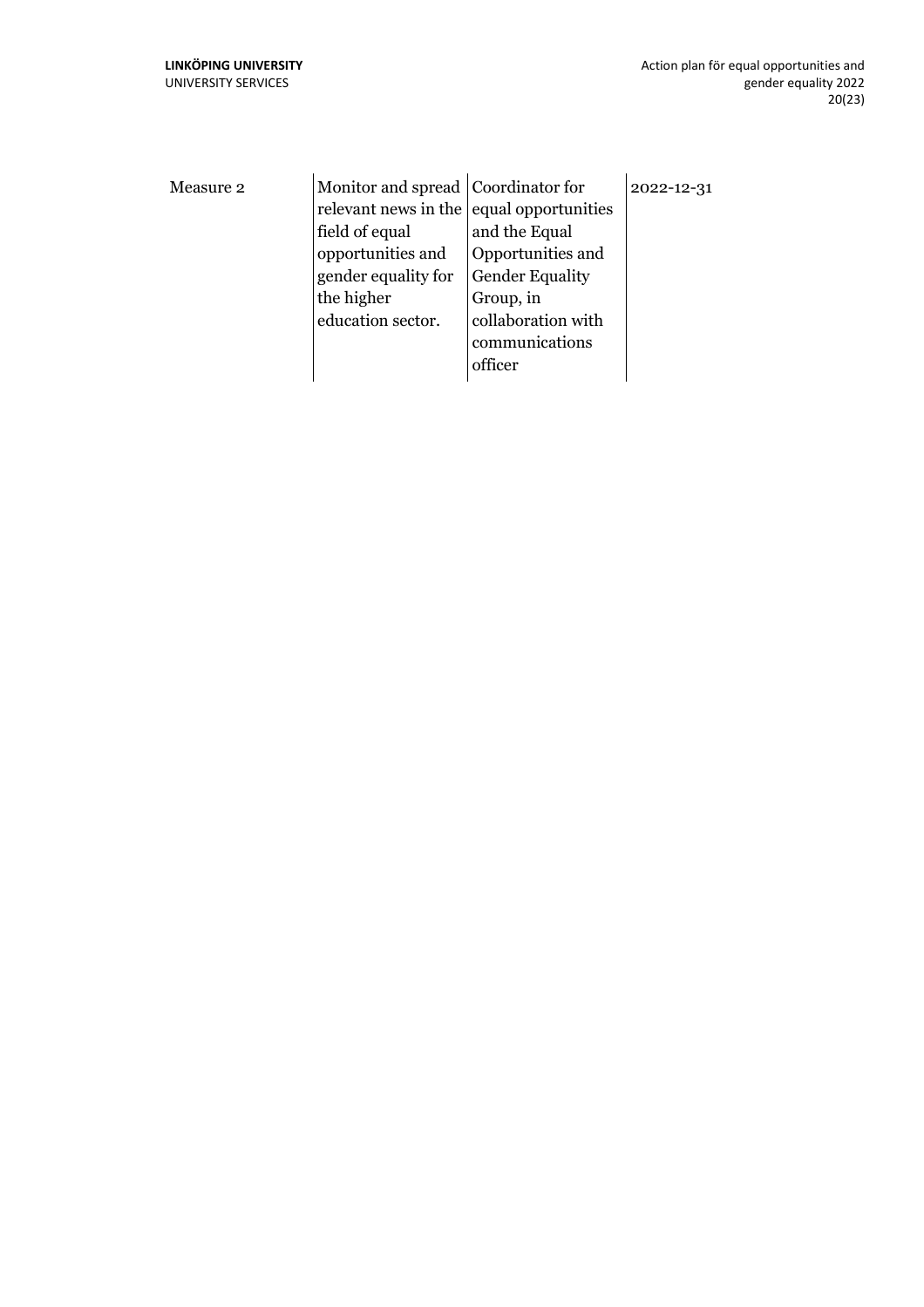| | | | |
|---|---|---|---|
| Measure 2 | Monitor and spread relevant news in the field of equal opportunities and gender equality for the higher education sector. | Coordinator for equal opportunities and the Equal Opportunities and Gender Equality Group, in collaboration with communications officer | 2022-12-31 |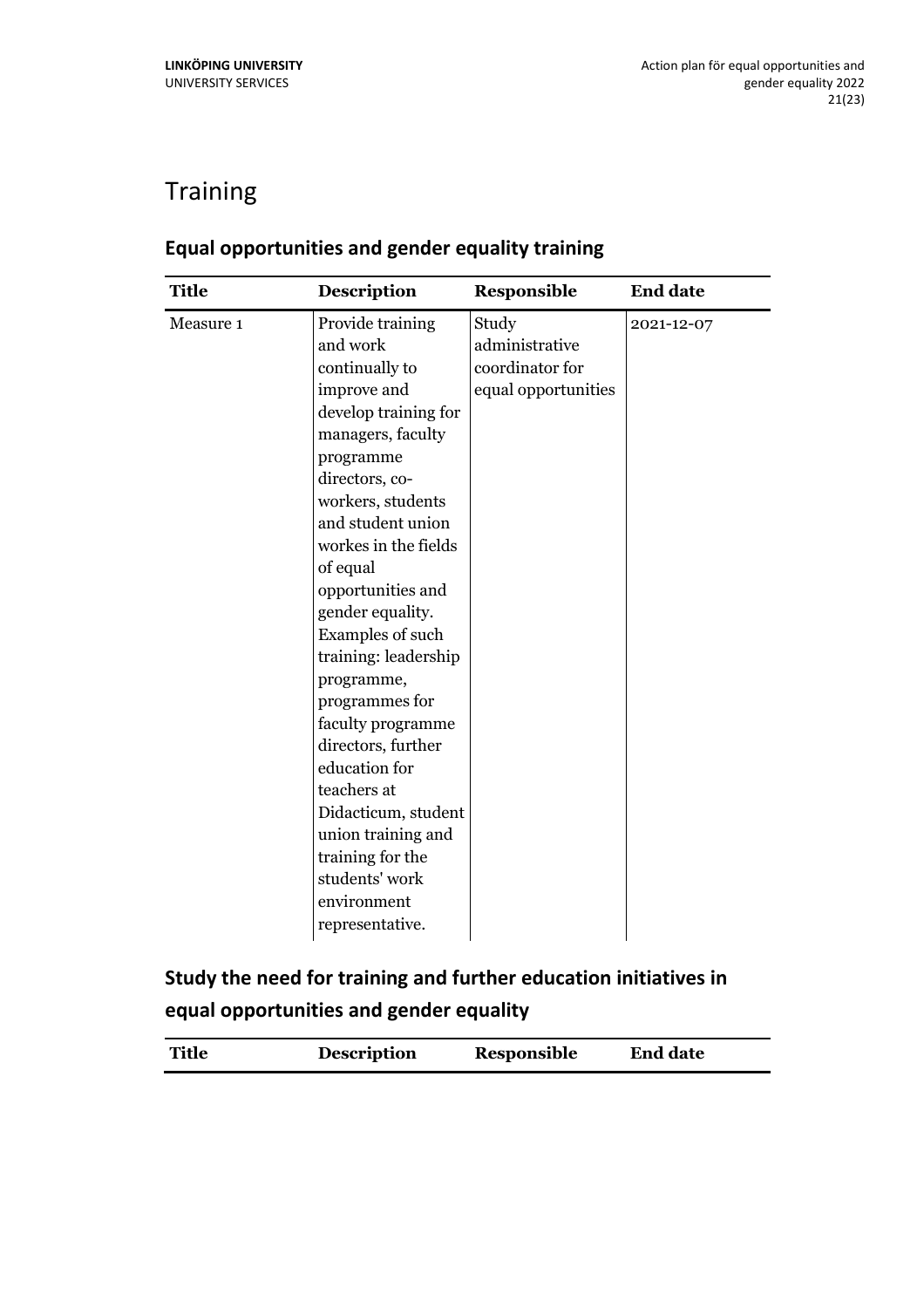# Training

## Equal opportunities and gender equality training

| Title | Description | Responsible | End date |
|---|---|---|---|
| Measure 1 | Provide training and work continually to improve and develop training for managers, faculty programme directors, co-workers, students and student union workes in the fields of equal opportunities and gender equality. Examples of such training: leadership programme, programmes for faculty programme directors, further education for teachers at Didacticum, student union training and training for the students' work environment representative. | Study administrative coordinator for equal opportunities | 2021-12-07 |

## Study the need for training and further education initiatives in equal opportunities and gender equality

| Title | Description | Responsible | End date |
|---|---|---|---|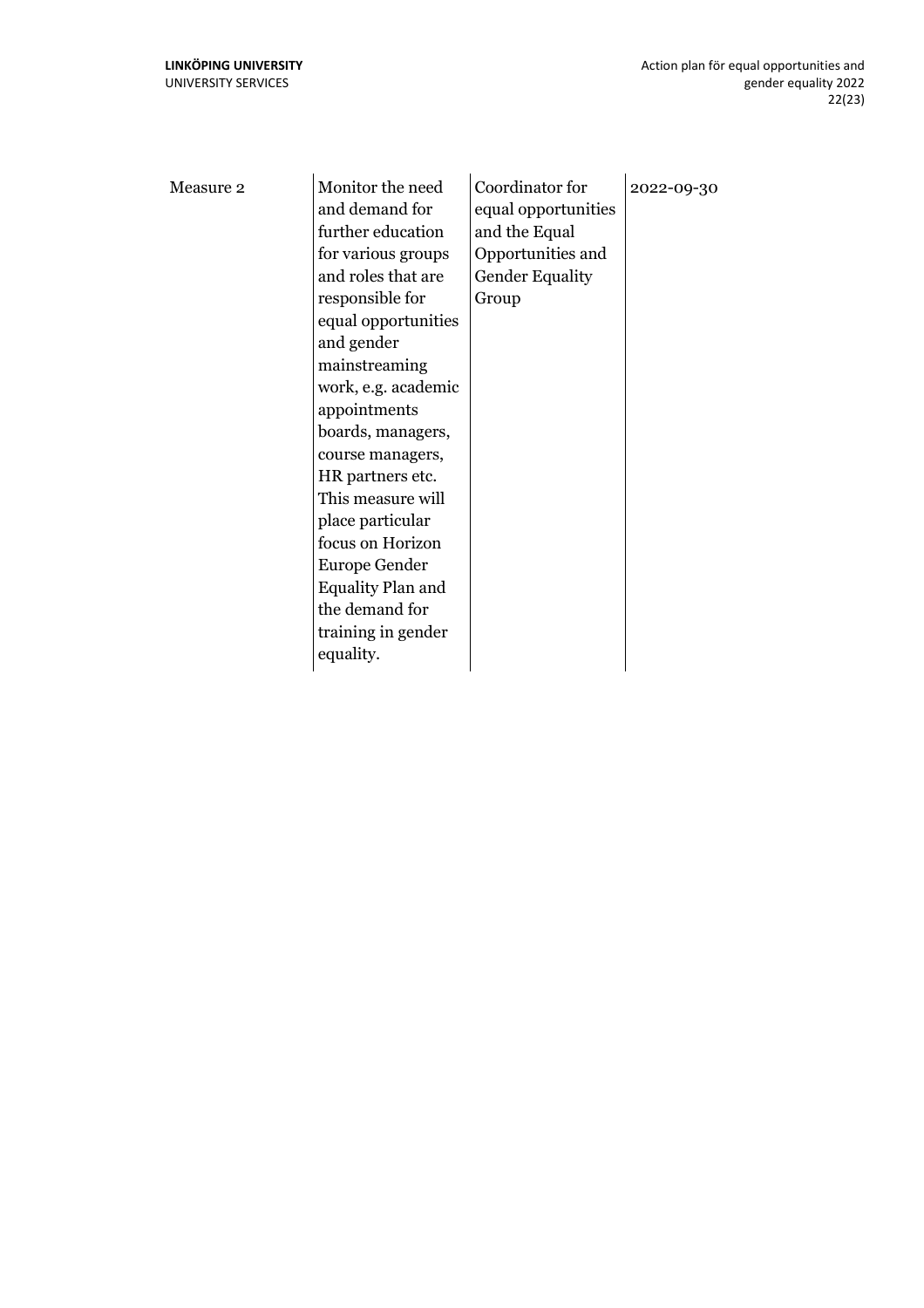| | | | |
|---|---|---|---|
| Measure 2 | Monitor the need and demand for further education for various groups and roles that are responsible for equal opportunities and gender mainstreaming work, e.g. academic appointments boards, managers, course managers, HR partners etc. This measure will place particular focus on Horizon Europe Gender Equality Plan and the demand for training in gender equality. | Coordinator for equal opportunities and the Equal Opportunities and Gender Equality Group | 2022-09-30 |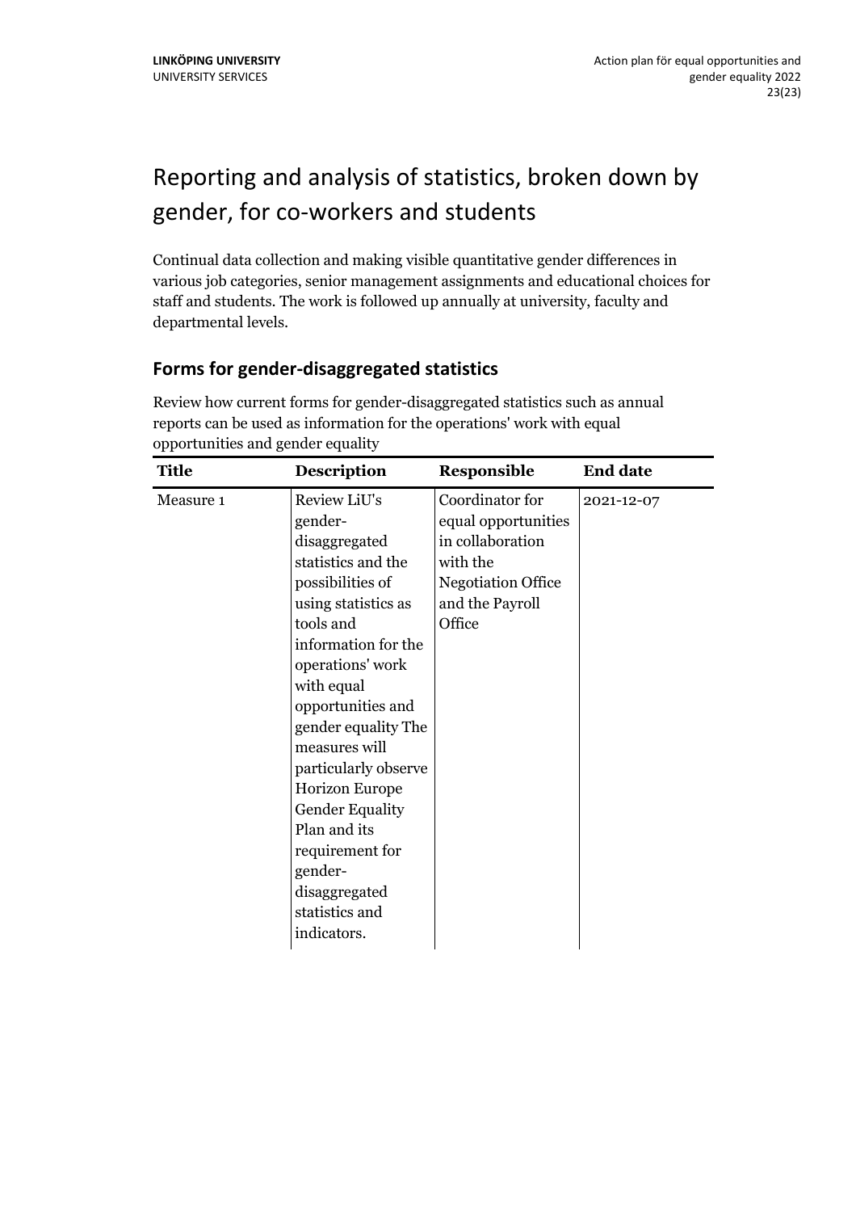# Reporting and analysis of statistics, broken down by gender, for co-workers and students

Continual data collection and making visible quantitative gender differences in various job categories, senior management assignments and educational choices for staff and students. The work is followed up annually at university, faculty and departmental levels.

## Forms for gender-disaggregated statistics

Review how current forms for gender-disaggregated statistics such as annual reports can be used as information for the operations' work with equal opportunities and gender equality

| Title | Description | Responsible | End date |
|---|---|---|---|
| Measure 1 | Review LiU's gender-disaggregated statistics and the possibilities of using statistics as tools and information for the operations' work with equal opportunities and gender equality The measures will particularly observe Horizon Europe Gender Equality Plan and its requirement for gender-disaggregated statistics and indicators. | Coordinator for equal opportunities in collaboration with the Negotiation Office and the Payroll Office | 2021-12-07 |